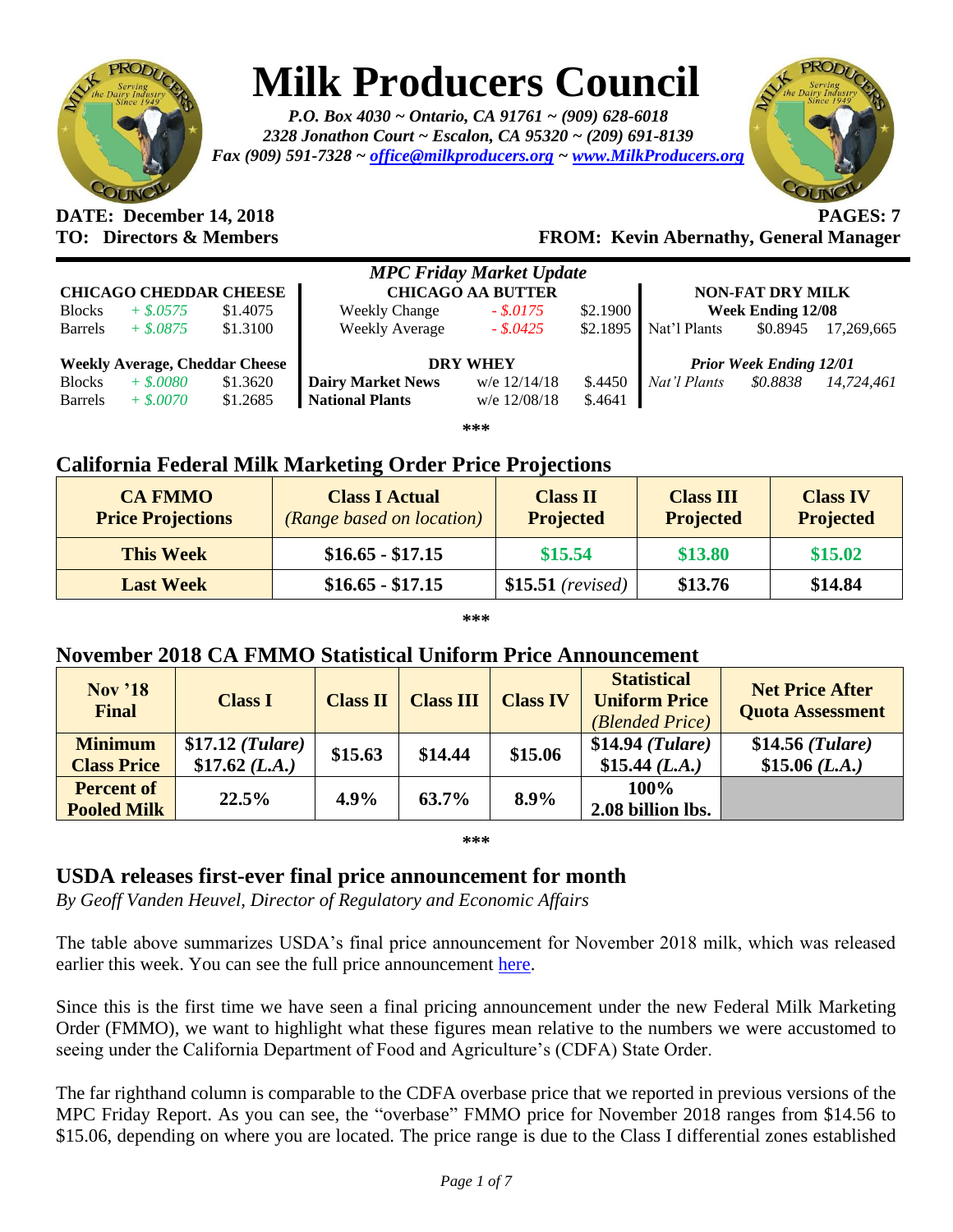# Milk Producers Council

*P.O. Box 4030 ~ Ontario, CA 91761 ~ (909) 628-6018*
*2328 Jonathon Court ~ Escalon, CA 95320 ~ (209) 691-8139*
*Fax (909) 591-7328 ~ office@milkproducers.org ~ www.MilkProducers.org*

**DATE: December 14, 2018** **PAGES: 7**
**TO: Directors & Members** **FROM: Kevin Abernathy, General Manager**

## *MPC Friday Market Update*

| CHICAGO CHEDDAR CHEESE | | | CHICAGO AA BUTTER | | | NON-FAT DRY MILK | | |
|---|---|---|---|---|---|---|---|---|
| Blocks | *+ $.0575* | $1.4075 | Weekly Change | *- $.0175* | $2.1900 | **Week Ending 12/08** | | |
| Barrels | *+ $.0875* | $1.3100 | Weekly Average | *- $.0425* | $2.1895 | Nat'l Plants | $0.8945 | 17,269,665 |
| **Weekly Average, Cheddar Cheese** | | | **DRY WHEY** | | | ***Prior Week Ending 12/01*** | | |
| Blocks | *+ $.0080* | $1.3620 | **Dairy Market News** | w/e 12/14/18 | $.4450 | *Nat'l Plants* | *$0.8838* | *14,724,461* |
| Barrels | *+ $.0070* | $1.2685 | **National Plants** | w/e 12/08/18 | $.4641 | | | |

***

## California Federal Milk Marketing Order Price Projections

| CA FMMO Price Projections | Class I Actual *(Range based on location)* | Class II Projected | Class III Projected | Class IV Projected |
|---|---|---|---|---|
| **This Week** | **$16.65 - $17.15** | **$15.54** | **$13.80** | **$15.02** |
| **Last Week** | **$16.65 - $17.15** | **$15.51** *(revised)* | **$13.76** | **$14.84** |

***

## November 2018 CA FMMO Statistical Uniform Price Announcement

| Nov '18 Final | Class I | Class II | Class III | Class IV | Statistical Uniform Price *(Blended Price)* | Net Price After Quota Assessment |
|---|---|---|---|---|---|---|
| **Minimum Class Price** | **$17.12** ***(Tulare)*** **$17.62** ***(L.A.)*** | **$15.63** | **$14.44** | **$15.06** | **$14.94** ***(Tulare)*** **$15.44** ***(L.A.)*** | **$14.56** ***(Tulare)*** **$15.06** ***(L.A.)*** |
| **Percent of Pooled Milk** | **22.5%** | **4.9%** | **63.7%** | **8.9%** | **100% 2.08 billion lbs.** | |

***

## USDA releases first-ever final price announcement for month

*By Geoff Vanden Heuvel, Director of Regulatory and Economic Affairs*

The table above summarizes USDA's final price announcement for November 2018 milk, which was released earlier this week. You can see the full price announcement here.

Since this is the first time we have seen a final pricing announcement under the new Federal Milk Marketing Order (FMMO), we want to highlight what these figures mean relative to the numbers we were accustomed to seeing under the California Department of Food and Agriculture's (CDFA) State Order.

The far righthand column is comparable to the CDFA overbase price that we reported in previous versions of the MPC Friday Report. As you can see, the "overbase" FMMO price for November 2018 ranges from $14.56 to $15.06, depending on where you are located. The price range is due to the Class I differential zones established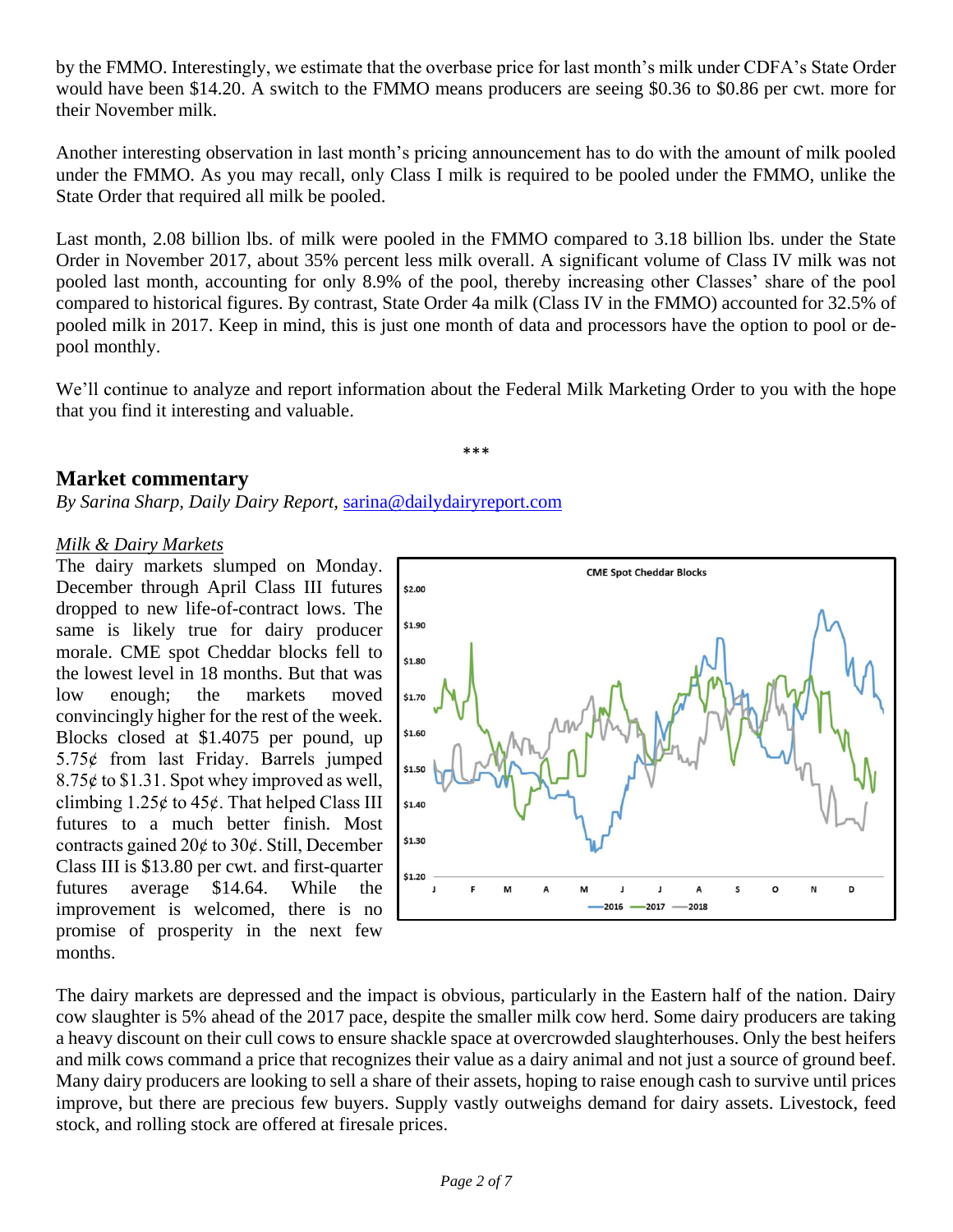by the FMMO. Interestingly, we estimate that the overbase price for last month's milk under CDFA's State Order would have been $14.20. A switch to the FMMO means producers are seeing $0.36 to $0.86 per cwt. more for their November milk.

Another interesting observation in last month's pricing announcement has to do with the amount of milk pooled under the FMMO. As you may recall, only Class I milk is required to be pooled under the FMMO, unlike the State Order that required all milk be pooled.

Last month, 2.08 billion lbs. of milk were pooled in the FMMO compared to 3.18 billion lbs. under the State Order in November 2017, about 35% percent less milk overall. A significant volume of Class IV milk was not pooled last month, accounting for only 8.9% of the pool, thereby increasing other Classes' share of the pool compared to historical figures. By contrast, State Order 4a milk (Class IV in the FMMO) accounted for 32.5% of pooled milk in 2017. Keep in mind, this is just one month of data and processors have the option to pool or de-pool monthly.

We'll continue to analyze and report information about the Federal Milk Marketing Order to you with the hope that you find it interesting and valuable.

***

## Market commentary

*By Sarina Sharp, Daily Dairy Report,* sarina@dailydairyreport.com

### *Milk & Dairy Markets*

The dairy markets slumped on Monday. December through April Class III futures dropped to new life-of-contract lows. The same is likely true for dairy producer morale. CME spot Cheddar blocks fell to the lowest level in 18 months. But that was low enough; the markets moved convincingly higher for the rest of the week. Blocks closed at $1.4075 per pound, up 5.75¢ from last Friday. Barrels jumped 8.75¢ to $1.31. Spot whey improved as well, climbing 1.25¢ to 45¢. That helped Class III futures to a much better finish. Most contracts gained 20¢ to 30¢. Still, December Class III is $13.80 per cwt. and first-quarter futures average $14.64. While the improvement is welcomed, there is no promise of prosperity in the next few months.

The dairy markets are depressed and the impact is obvious, particularly in the Eastern half of the nation. Dairy cow slaughter is 5% ahead of the 2017 pace, despite the smaller milk cow herd. Some dairy producers are taking a heavy discount on their cull cows to ensure shackle space at overcrowded slaughterhouses. Only the best heifers and milk cows command a price that recognizes their value as a dairy animal and not just a source of ground beef. Many dairy producers are looking to sell a share of their assets, hoping to raise enough cash to survive until prices improve, but there are precious few buyers. Supply vastly outweighs demand for dairy assets. Livestock, feed stock, and rolling stock are offered at firesale prices.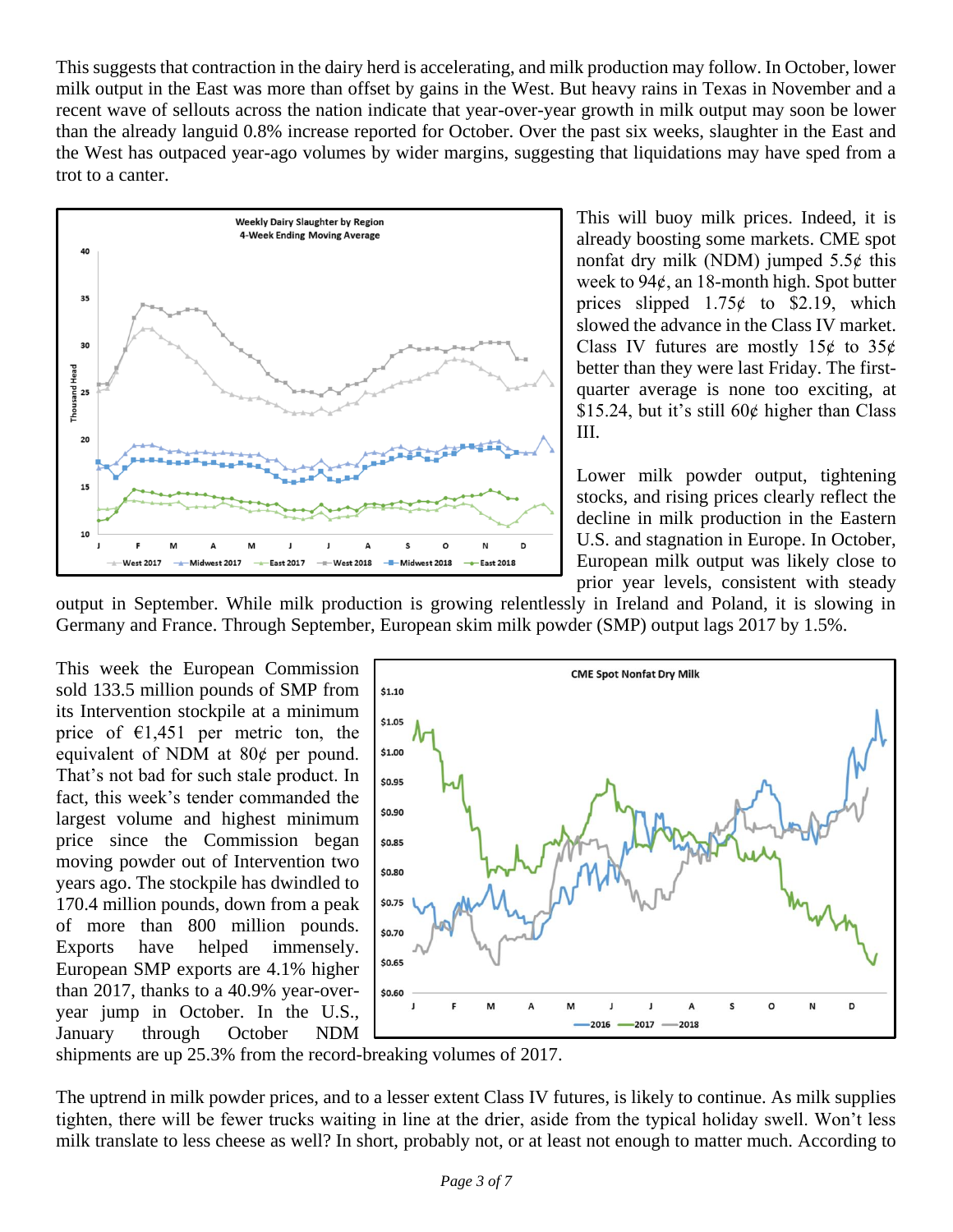This suggests that contraction in the dairy herd is accelerating, and milk production may follow. In October, lower milk output in the East was more than offset by gains in the West. But heavy rains in Texas in November and a recent wave of sellouts across the nation indicate that year-over-year growth in milk output may soon be lower than the already languid 0.8% increase reported for October. Over the past six weeks, slaughter in the East and the West has outpaced year-ago volumes by wider margins, suggesting that liquidations may have sped from a trot to a canter.

This will buoy milk prices. Indeed, it is already boosting some markets. CME spot nonfat dry milk (NDM) jumped 5.5¢ this week to 94¢, an 18-month high. Spot butter prices slipped 1.75¢ to $2.19, which slowed the advance in the Class IV market. Class IV futures are mostly 15¢ to 35¢ better than they were last Friday. The first-quarter average is none too exciting, at $15.24, but it's still 60¢ higher than Class III.

Lower milk powder output, tightening stocks, and rising prices clearly reflect the decline in milk production in the Eastern U.S. and stagnation in Europe. In October, European milk output was likely close to prior year levels, consistent with steady output in September. While milk production is growing relentlessly in Ireland and Poland, it is slowing in Germany and France. Through September, European skim milk powder (SMP) output lags 2017 by 1.5%.

This week the European Commission sold 133.5 million pounds of SMP from its Intervention stockpile at a minimum price of €1,451 per metric ton, the equivalent of NDM at 80¢ per pound. That's not bad for such stale product. In fact, this week's tender commanded the largest volume and highest minimum price since the Commission began moving powder out of Intervention two years ago. The stockpile has dwindled to 170.4 million pounds, down from a peak of more than 800 million pounds. Exports have helped immensely. European SMP exports are 4.1% higher than 2017, thanks to a 40.9% year-over-year jump in October. In the U.S., January through October NDM shipments are up 25.3% from the record-breaking volumes of 2017.

The uptrend in milk powder prices, and to a lesser extent Class IV futures, is likely to continue. As milk supplies tighten, there will be fewer trucks waiting in line at the drier, aside from the typical holiday swell. Won't less milk translate to less cheese as well? In short, probably not, or at least not enough to matter much. According to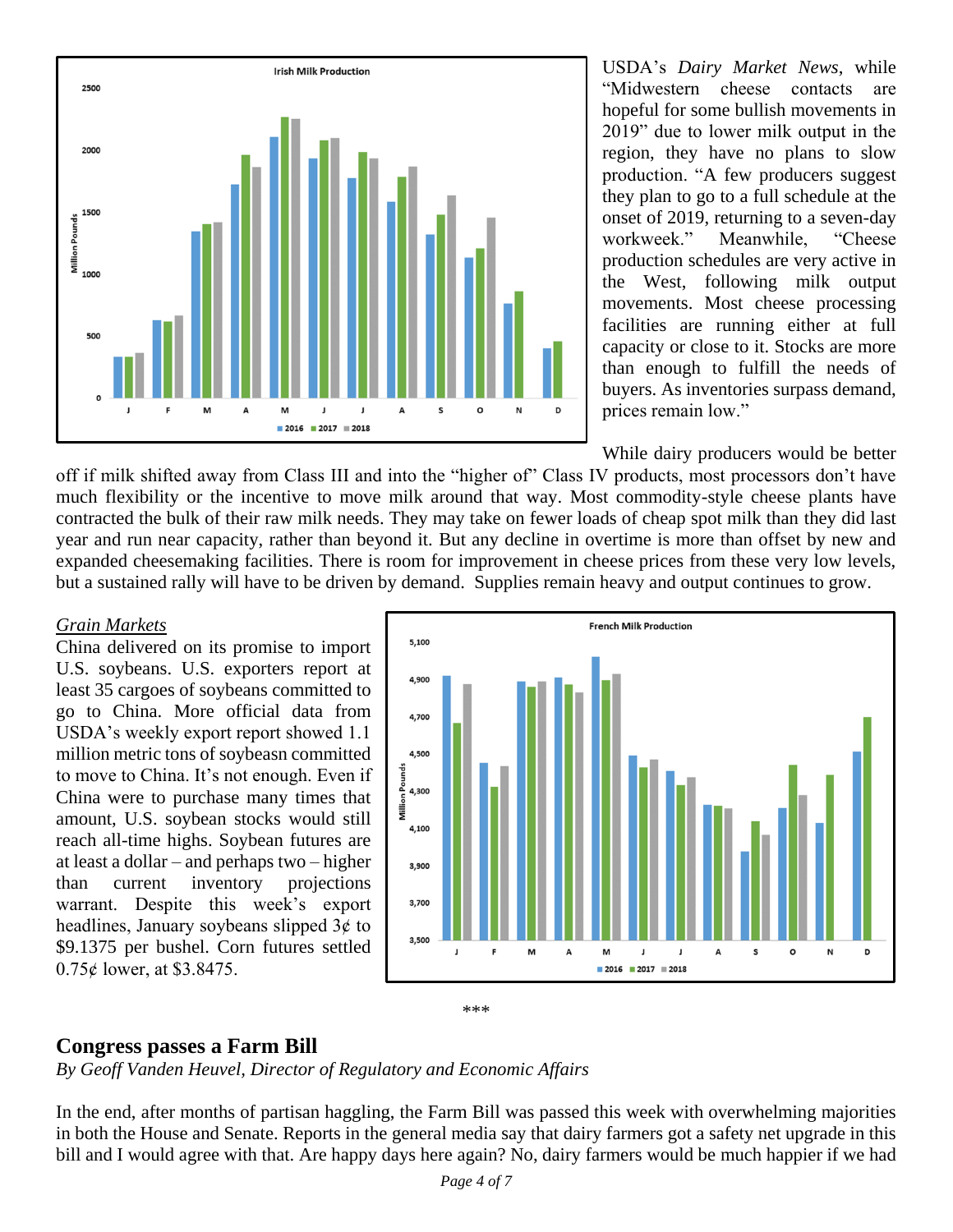USDA's *Dairy Market News*, while "Midwestern cheese contacts are hopeful for some bullish movements in 2019" due to lower milk output in the region, they have no plans to slow production. "A few producers suggest they plan to go to a full schedule at the onset of 2019, returning to a seven-day workweek." Meanwhile, "Cheese production schedules are very active in the West, following milk output movements. Most cheese processing facilities are running either at full capacity or close to it. Stocks are more than enough to fulfill the needs of buyers. As inventories surpass demand, prices remain low."

While dairy producers would be better off if milk shifted away from Class III and into the "higher of" Class IV products, most processors don't have much flexibility or the incentive to move milk around that way. Most commodity-style cheese plants have contracted the bulk of their raw milk needs. They may take on fewer loads of cheap spot milk than they did last year and run near capacity, rather than beyond it. But any decline in overtime is more than offset by new and expanded cheesemaking facilities. There is room for improvement in cheese prices from these very low levels, but a sustained rally will have to be driven by demand. Supplies remain heavy and output continues to grow.

*Grain Markets*

China delivered on its promise to import U.S. soybeans. U.S. exporters report at least 35 cargoes of soybeans committed to go to China. More official data from USDA's weekly export report showed 1.1 million metric tons of soybeasn committed to move to China. It's not enough. Even if China were to purchase many times that amount, U.S. soybean stocks would still reach all-time highs. Soybean futures are at least a dollar – and perhaps two – higher than current inventory projections warrant. Despite this week's export headlines, January soybeans slipped 3¢ to $9.1375 per bushel. Corn futures settled 0.75¢ lower, at $3.8475.

***

## Congress passes a Farm Bill

*By Geoff Vanden Heuvel, Director of Regulatory and Economic Affairs*

In the end, after months of partisan haggling, the Farm Bill was passed this week with overwhelming majorities in both the House and Senate. Reports in the general media say that dairy farmers got a safety net upgrade in this bill and I would agree with that. Are happy days here again? No, dairy farmers would be much happier if we had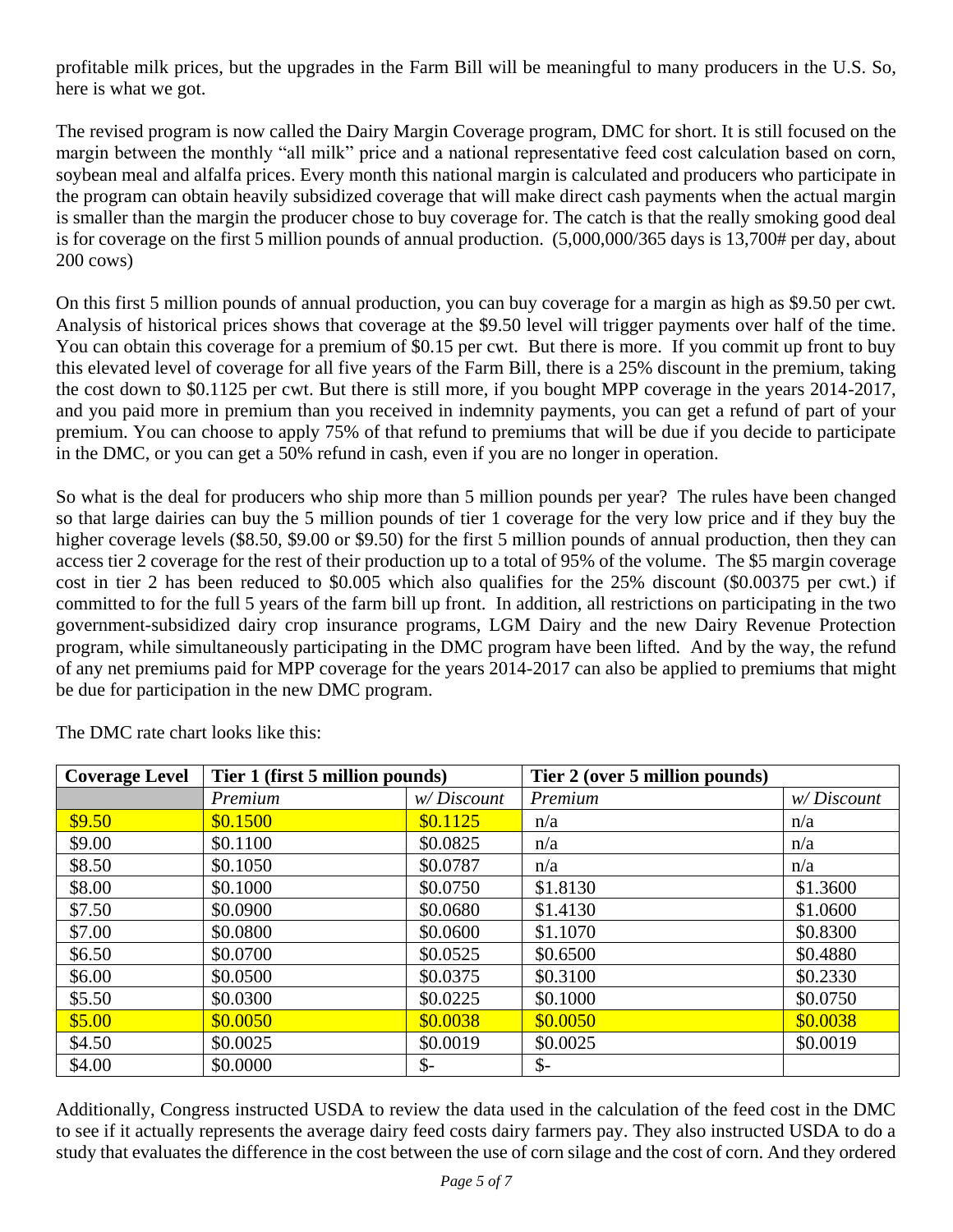profitable milk prices, but the upgrades in the Farm Bill will be meaningful to many producers in the U.S. So, here is what we got.

The revised program is now called the Dairy Margin Coverage program, DMC for short. It is still focused on the margin between the monthly "all milk" price and a national representative feed cost calculation based on corn, soybean meal and alfalfa prices. Every month this national margin is calculated and producers who participate in the program can obtain heavily subsidized coverage that will make direct cash payments when the actual margin is smaller than the margin the producer chose to buy coverage for. The catch is that the really smoking good deal is for coverage on the first 5 million pounds of annual production. (5,000,000/365 days is 13,700# per day, about 200 cows)

On this first 5 million pounds of annual production, you can buy coverage for a margin as high as $9.50 per cwt. Analysis of historical prices shows that coverage at the $9.50 level will trigger payments over half of the time. You can obtain this coverage for a premium of $0.15 per cwt. But there is more. If you commit up front to buy this elevated level of coverage for all five years of the Farm Bill, there is a 25% discount in the premium, taking the cost down to $0.1125 per cwt. But there is still more, if you bought MPP coverage in the years 2014-2017, and you paid more in premium than you received in indemnity payments, you can get a refund of part of your premium. You can choose to apply 75% of that refund to premiums that will be due if you decide to participate in the DMC, or you can get a 50% refund in cash, even if you are no longer in operation.

So what is the deal for producers who ship more than 5 million pounds per year? The rules have been changed so that large dairies can buy the 5 million pounds of tier 1 coverage for the very low price and if they buy the higher coverage levels ($8.50, $9.00 or $9.50) for the first 5 million pounds of annual production, then they can access tier 2 coverage for the rest of their production up to a total of 95% of the volume. The $5 margin coverage cost in tier 2 has been reduced to $0.005 which also qualifies for the 25% discount ($0.00375 per cwt.) if committed to for the full 5 years of the farm bill up front. In addition, all restrictions on participating in the two government-subsidized dairy crop insurance programs, LGM Dairy and the new Dairy Revenue Protection program, while simultaneously participating in the DMC program have been lifted. And by the way, the refund of any net premiums paid for MPP coverage for the years 2014-2017 can also be applied to premiums that might be due for participation in the new DMC program.

The DMC rate chart looks like this:

| **Coverage Level** | **Tier 1 (first 5 million pounds)** | | **Tier 2 (over 5 million pounds)** | |
|---|---|---|---|---|
| | *Premium* | *w/ Discount* | *Premium* | *w/ Discount* |
| $9.50 | $0.1500 | $0.1125 | n/a | n/a |
| $9.00 | $0.1100 | $0.0825 | n/a | n/a |
| $8.50 | $0.1050 | $0.0787 | n/a | n/a |
| $8.00 | $0.1000 | $0.0750 | $1.8130 | $1.3600 |
| $7.50 | $0.0900 | $0.0680 | $1.4130 | $1.0600 |
| $7.00 | $0.0800 | $0.0600 | $1.1070 | $0.8300 |
| $6.50 | $0.0700 | $0.0525 | $0.6500 | $0.4880 |
| $6.00 | $0.0500 | $0.0375 | $0.3100 | $0.2330 |
| $5.50 | $0.0300 | $0.0225 | $0.1000 | $0.0750 |
| $5.00 | $0.0050 | $0.0038 | $0.0050 | $0.0038 |
| $4.50 | $0.0025 | $0.0019 | $0.0025 | $0.0019 |
| $4.00 | $0.0000 | $- | $- | |

Additionally, Congress instructed USDA to review the data used in the calculation of the feed cost in the DMC to see if it actually represents the average dairy feed costs dairy farmers pay. They also instructed USDA to do a study that evaluates the difference in the cost between the use of corn silage and the cost of corn. And they ordered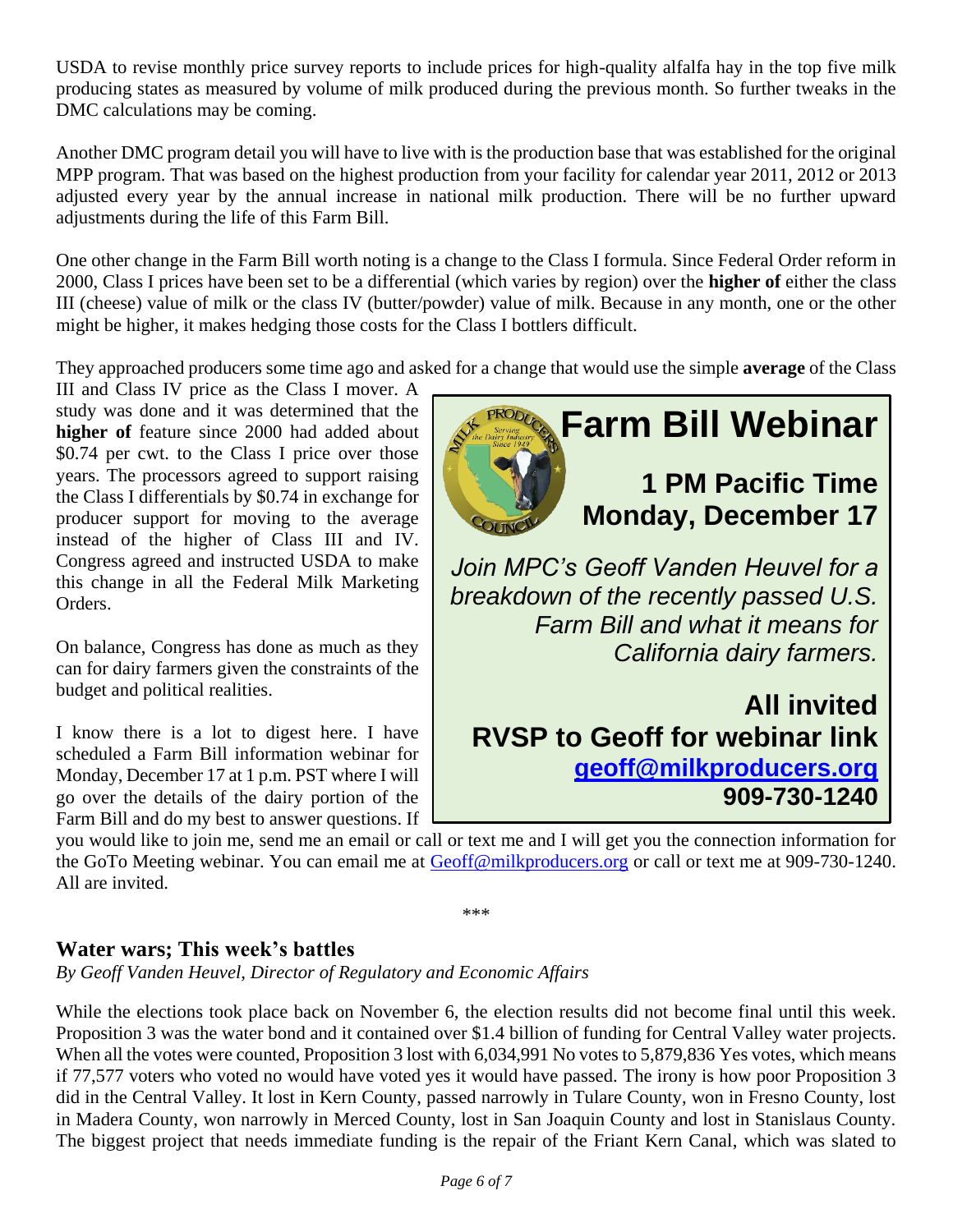USDA to revise monthly price survey reports to include prices for high-quality alfalfa hay in the top five milk producing states as measured by volume of milk produced during the previous month. So further tweaks in the DMC calculations may be coming.

Another DMC program detail you will have to live with is the production base that was established for the original MPP program. That was based on the highest production from your facility for calendar year 2011, 2012 or 2013 adjusted every year by the annual increase in national milk production. There will be no further upward adjustments during the life of this Farm Bill.

One other change in the Farm Bill worth noting is a change to the Class I formula. Since Federal Order reform in 2000, Class I prices have been set to be a differential (which varies by region) over the **higher of** either the class III (cheese) value of milk or the class IV (butter/powder) value of milk. Because in any month, one or the other might be higher, it makes hedging those costs for the Class I bottlers difficult.

They approached producers some time ago and asked for a change that would use the simple **average** of the Class III and Class IV price as the Class I mover. A study was done and it was determined that the **higher of** feature since 2000 had added about $0.74 per cwt. to the Class I price over those years. The processors agreed to support raising the Class I differentials by $0.74 in exchange for producer support for moving to the average instead of the higher of Class III and IV. Congress agreed and instructed USDA to make this change in all the Federal Milk Marketing Orders.

On balance, Congress has done as much as they can for dairy farmers given the constraints of the budget and political realities.

I know there is a lot to digest here. I have scheduled a Farm Bill information webinar for Monday, December 17 at 1 p.m. PST where I will go over the details of the dairy portion of the Farm Bill and do my best to answer questions. If you would like to join me, send me an email or call or text me and I will get you the connection information for the GoTo Meeting webinar. You can email me at Geoff@milkproducers.org or call or text me at 909-730-1240. All are invited.

> **Farm Bill Webinar**
>
> **1 PM Pacific Time**
> **Monday, December 17**
>
> *Join MPC's Geoff Vanden Heuvel for a breakdown of the recently passed U.S. Farm Bill and what it means for California dairy farmers.*
>
> **All invited**
> **RVSP to Geoff for webinar link**
> **geoff@milkproducers.org**
> **909-730-1240**

\*\*\*

## Water wars; This week's battles

*By Geoff Vanden Heuvel, Director of Regulatory and Economic Affairs*

While the elections took place back on November 6, the election results did not become final until this week. Proposition 3 was the water bond and it contained over $1.4 billion of funding for Central Valley water projects. When all the votes were counted, Proposition 3 lost with 6,034,991 No votes to 5,879,836 Yes votes, which means if 77,577 voters who voted no would have voted yes it would have passed. The irony is how poor Proposition 3 did in the Central Valley. It lost in Kern County, passed narrowly in Tulare County, won in Fresno County, lost in Madera County, won narrowly in Merced County, lost in San Joaquin County and lost in Stanislaus County. The biggest project that needs immediate funding is the repair of the Friant Kern Canal, which was slated to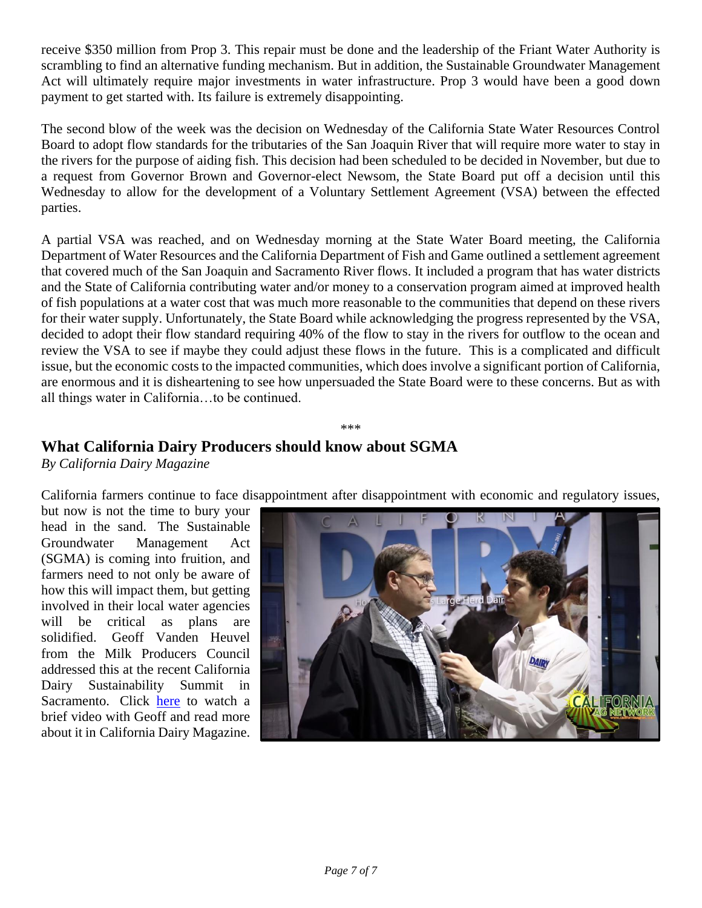receive $350 million from Prop 3. This repair must be done and the leadership of the Friant Water Authority is scrambling to find an alternative funding mechanism. But in addition, the Sustainable Groundwater Management Act will ultimately require major investments in water infrastructure. Prop 3 would have been a good down payment to get started with. Its failure is extremely disappointing.

The second blow of the week was the decision on Wednesday of the California State Water Resources Control Board to adopt flow standards for the tributaries of the San Joaquin River that will require more water to stay in the rivers for the purpose of aiding fish. This decision had been scheduled to be decided in November, but due to a request from Governor Brown and Governor-elect Newsom, the State Board put off a decision until this Wednesday to allow for the development of a Voluntary Settlement Agreement (VSA) between the effected parties.

A partial VSA was reached, and on Wednesday morning at the State Water Board meeting, the California Department of Water Resources and the California Department of Fish and Game outlined a settlement agreement that covered much of the San Joaquin and Sacramento River flows. It included a program that has water districts and the State of California contributing water and/or money to a conservation program aimed at improved health of fish populations at a water cost that was much more reasonable to the communities that depend on these rivers for their water supply. Unfortunately, the State Board while acknowledging the progress represented by the VSA, decided to adopt their flow standard requiring 40% of the flow to stay in the rivers for outflow to the ocean and review the VSA to see if maybe they could adjust these flows in the future. This is a complicated and difficult issue, but the economic costs to the impacted communities, which does involve a significant portion of California, are enormous and it is disheartening to see how unpersuaded the State Board were to these concerns. But as with all things water in California…to be continued.

\*\*\*

## What California Dairy Producers should know about SGMA

*By California Dairy Magazine*

California farmers continue to face disappointment after disappointment with economic and regulatory issues, but now is not the time to bury your head in the sand. The Sustainable Groundwater Management Act (SGMA) is coming into fruition, and farmers need to not only be aware of how this will impact them, but getting involved in their local water agencies will be critical as plans are solidified. Geoff Vanden Heuvel from the Milk Producers Council addressed this at the recent California Dairy Sustainability Summit in Sacramento. Click here to watch a brief video with Geoff and read more about it in California Dairy Magazine.